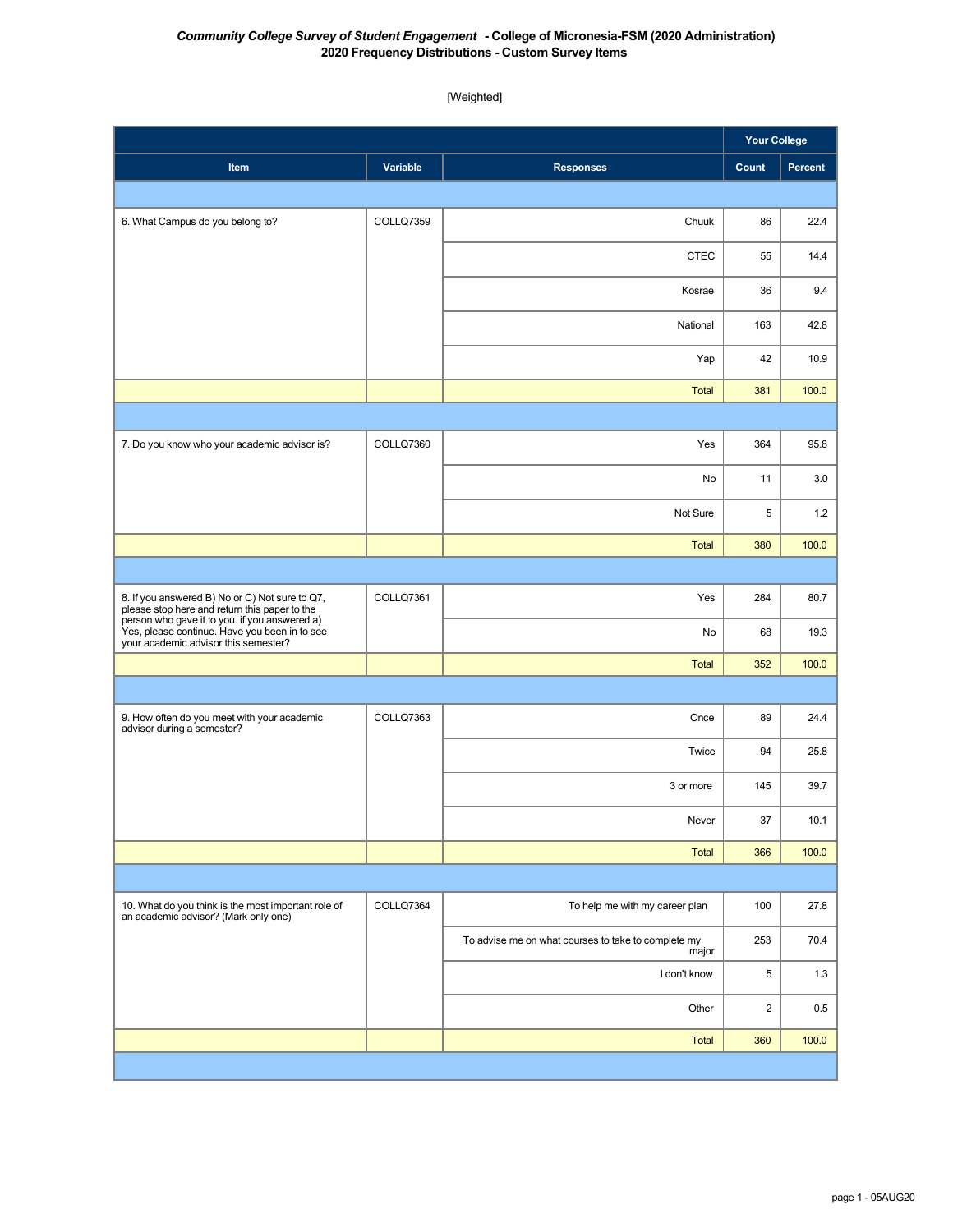***Community College Survey of Student Engagement*** **- College of Micronesia-FSM (2020 Administration)**
**2020 Frequency Distributions - Custom Survey Items**

[Weighted]

| Item | Variable | Responses | Your College Count | Your College Percent |
|---|---|---|---|---|
| 6. What Campus do you belong to? | COLLQ7359 | Chuuk | 86 | 22.4 |
| | | CTEC | 55 | 14.4 |
| | | Kosrae | 36 | 9.4 |
| | | National | 163 | 42.8 |
| | | Yap | 42 | 10.9 |
| | | Total | 381 | 100.0 |
| 7. Do you know who your academic advisor is? | COLLQ7360 | Yes | 364 | 95.8 |
| | | No | 11 | 3.0 |
| | | Not Sure | 5 | 1.2 |
| | | Total | 380 | 100.0 |
| 8. If you answered B) No or C) Not sure to Q7, please stop here and return this paper to the person who gave it to you. if you answered a) Yes, please continue. Have you been in to see your academic advisor this semester? | COLLQ7361 | Yes | 284 | 80.7 |
| | | No | 68 | 19.3 |
| | | Total | 352 | 100.0 |
| 9. How often do you meet with your academic advisor during a semester? | COLLQ7363 | Once | 89 | 24.4 |
| | | Twice | 94 | 25.8 |
| | | 3 or more | 145 | 39.7 |
| | | Never | 37 | 10.1 |
| | | Total | 366 | 100.0 |
| 10. What do you think is the most important role of an academic advisor? (Mark only one) | COLLQ7364 | To help me with my career plan | 100 | 27.8 |
| | | To advise me on what courses to take to complete my major | 253 | 70.4 |
| | | I don't know | 5 | 1.3 |
| | | Other | 2 | 0.5 |
| | | Total | 360 | 100.0 |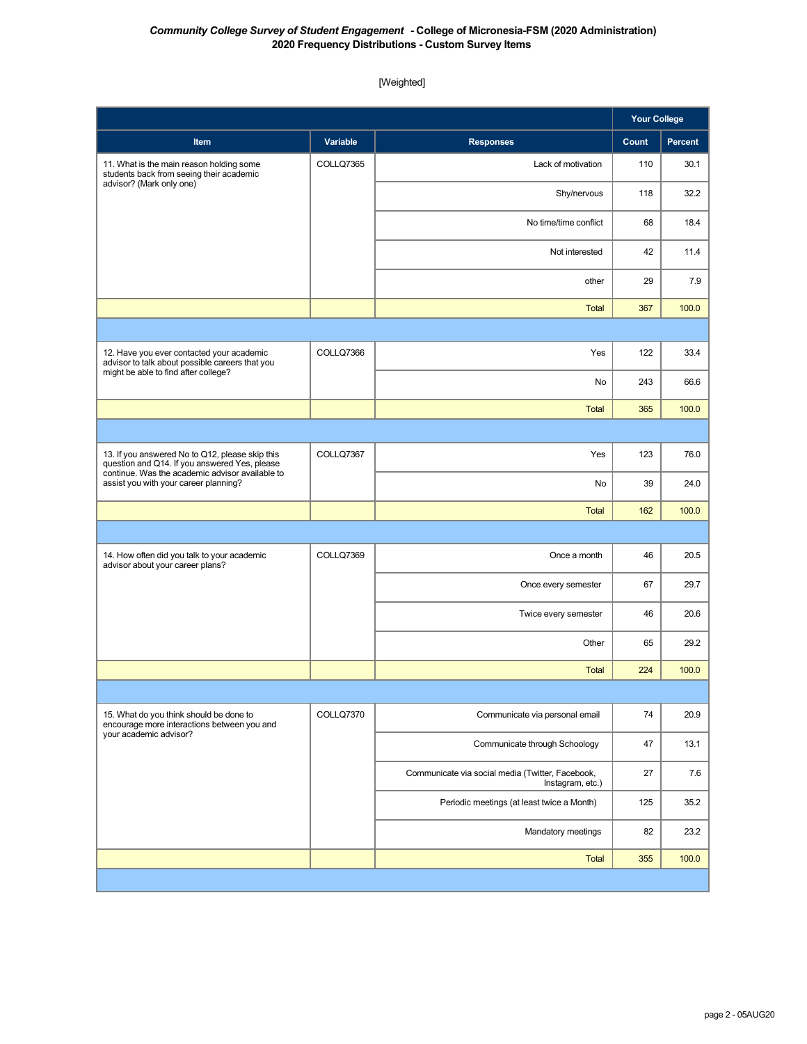*Community College Survey of Student Engagement* **- College of Micronesia-FSM (2020 Administration)**
**2020 Frequency Distributions - Custom Survey Items**

[Weighted]

| Item | Variable | Responses | Your College Count | Your College Percent |
|---|---|---|---|---|
| 11. What is the main reason holding some students back from seeing their academic advisor? (Mark only one) | COLLQ7365 | Lack of motivation | 110 | 30.1 |
| | | Shy/nervous | 118 | 32.2 |
| | | No time/time conflict | 68 | 18.4 |
| | | Not interested | 42 | 11.4 |
| | | other | 29 | 7.9 |
| | | Total | 367 | 100.0 |
| 12. Have you ever contacted your academic advisor to talk about possible careers that you might be able to find after college? | COLLQ7366 | Yes | 122 | 33.4 |
| | | No | 243 | 66.6 |
| | | Total | 365 | 100.0 |
| 13. If you answered No to Q12, please skip this question and Q14. If you answered Yes, please continue. Was the academic advisor available to assist you with your career planning? | COLLQ7367 | Yes | 123 | 76.0 |
| | | No | 39 | 24.0 |
| | | Total | 162 | 100.0 |
| 14. How often did you talk to your academic advisor about your career plans? | COLLQ7369 | Once a month | 46 | 20.5 |
| | | Once every semester | 67 | 29.7 |
| | | Twice every semester | 46 | 20.6 |
| | | Other | 65 | 29.2 |
| | | Total | 224 | 100.0 |
| 15. What do you think should be done to encourage more interactions between you and your academic advisor? | COLLQ7370 | Communicate via personal email | 74 | 20.9 |
| | | Communicate through Schoology | 47 | 13.1 |
| | | Communicate via social media (Twitter, Facebook, Instagram, etc.) | 27 | 7.6 |
| | | Periodic meetings (at least twice a Month) | 125 | 35.2 |
| | | Mandatory meetings | 82 | 23.2 |
| | | Total | 355 | 100.0 |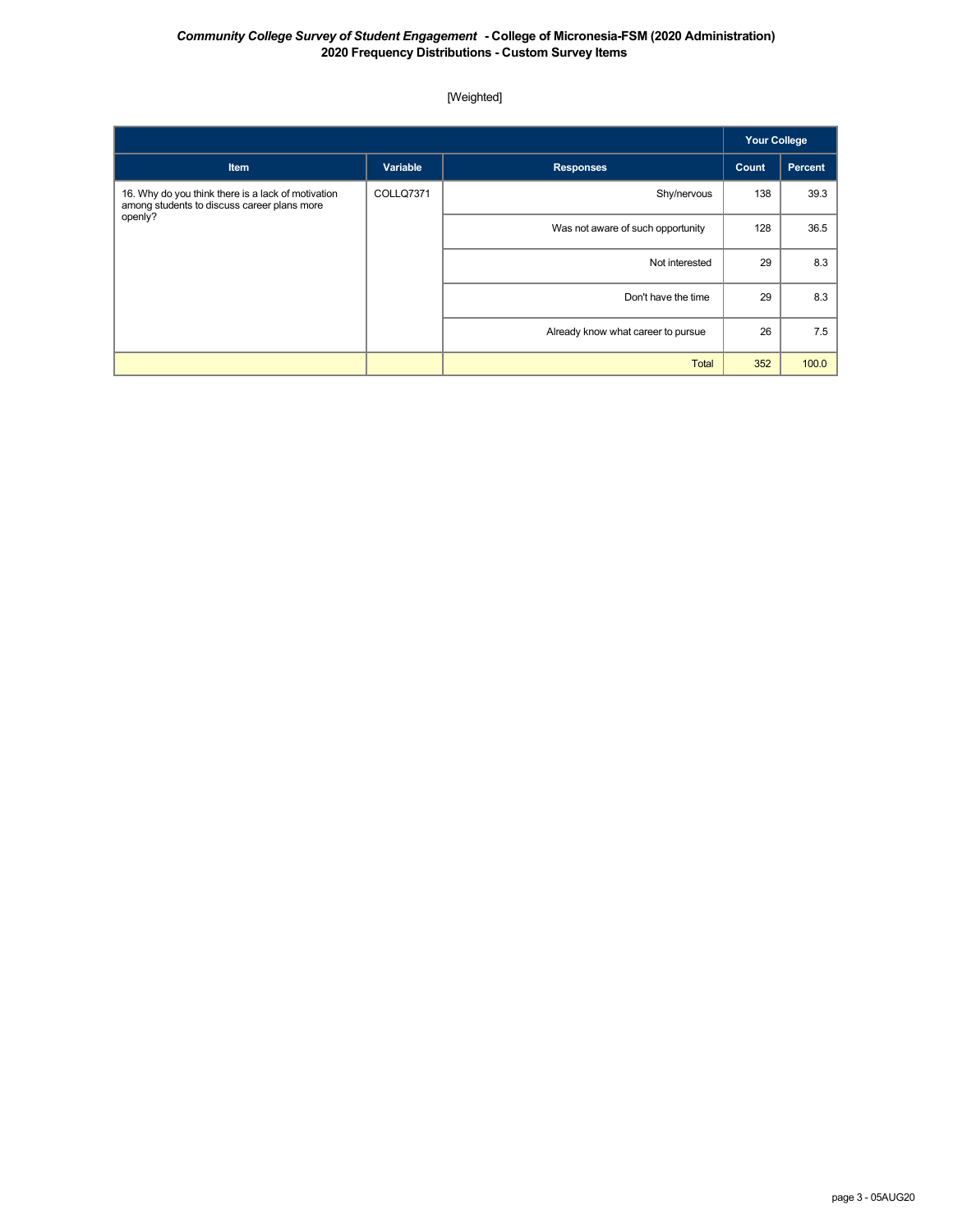***Community College Survey of Student Engagement* - College of Micronesia-FSM (2020 Administration)**
**2020 Frequency Distributions - Custom Survey Items**

[Weighted]

| | | | Your College | |
|---|---|---|---|---|
| Item | Variable | Responses | Count | Percent |
| 16. Why do you think there is a lack of motivation among students to discuss career plans more openly? | COLLQ7371 | Shy/nervous | 138 | 39.3 |
| | | Was not aware of such opportunity | 128 | 36.5 |
| | | Not interested | 29 | 8.3 |
| | | Don't have the time | 29 | 8.3 |
| | | Already know what career to pursue | 26 | 7.5 |
| | | Total | 352 | 100.0 |